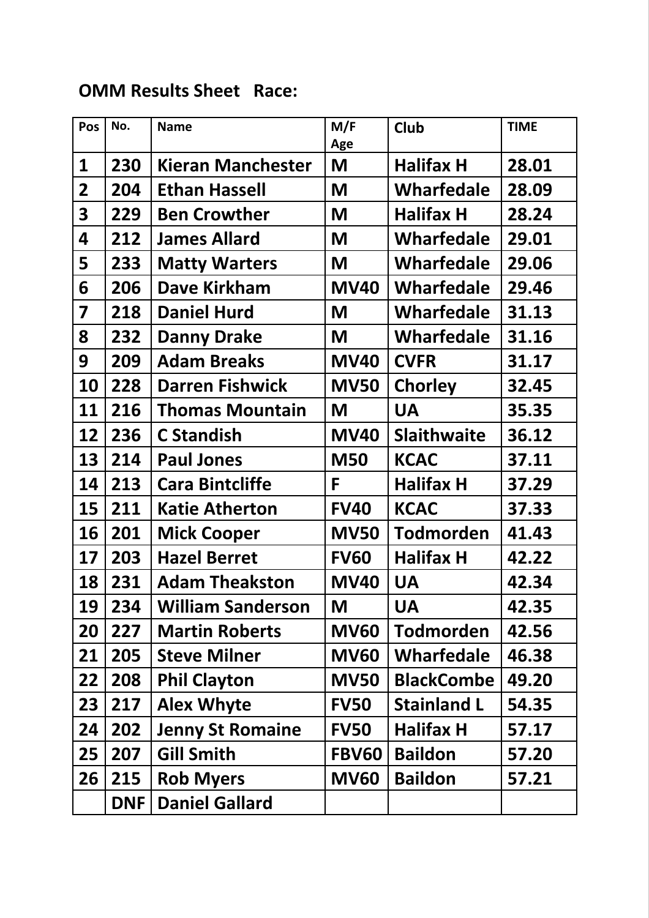**OMM Results Sheet   Race:**

| Pos | No. | Name | M/F Age | Club | TIME |
|---|---|---|---|---|---|
| 1 | 230 | Kieran Manchester | M | Halifax H | 28.01 |
| 2 | 204 | Ethan Hassell | M | Wharfedale | 28.09 |
| 3 | 229 | Ben Crowther | M | Halifax H | 28.24 |
| 4 | 212 | James Allard | M | Wharfedale | 29.01 |
| 5 | 233 | Matty Warters | M | Wharfedale | 29.06 |
| 6 | 206 | Dave Kirkham | MV40 | Wharfedale | 29.46 |
| 7 | 218 | Daniel Hurd | M | Wharfedale | 31.13 |
| 8 | 232 | Danny Drake | M | Wharfedale | 31.16 |
| 9 | 209 | Adam Breaks | MV40 | CVFR | 31.17 |
| 10 | 228 | Darren Fishwick | MV50 | Chorley | 32.45 |
| 11 | 216 | Thomas Mountain | M | UA | 35.35 |
| 12 | 236 | C Standish | MV40 | Slaithwaite | 36.12 |
| 13 | 214 | Paul Jones | M50 | KCAC | 37.11 |
| 14 | 213 | Cara Bintcliffe | F | Halifax H | 37.29 |
| 15 | 211 | Katie Atherton | FV40 | KCAC | 37.33 |
| 16 | 201 | Mick Cooper | MV50 | Todmorden | 41.43 |
| 17 | 203 | Hazel Berret | FV60 | Halifax H | 42.22 |
| 18 | 231 | Adam Theakston | MV40 | UA | 42.34 |
| 19 | 234 | William Sanderson | M | UA | 42.35 |
| 20 | 227 | Martin Roberts | MV60 | Todmorden | 42.56 |
| 21 | 205 | Steve Milner | MV60 | Wharfedale | 46.38 |
| 22 | 208 | Phil Clayton | MV50 | BlackCombe | 49.20 |
| 23 | 217 | Alex Whyte | FV50 | Stainland L | 54.35 |
| 24 | 202 | Jenny St Romaine | FV50 | Halifax H | 57.17 |
| 25 | 207 | Gill Smith | FBV60 | Baildon | 57.20 |
| 26 | 215 | Rob Myers | MV60 | Baildon | 57.21 |
|  | DNF | Daniel Gallard |  |  |  |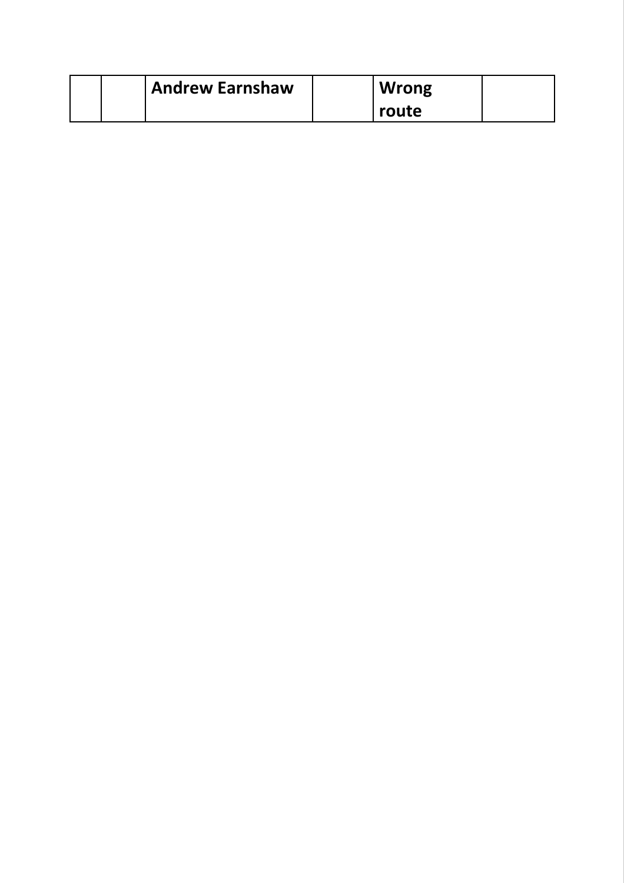| | | | | | |
|---|---|---|---|---|---|
| | | **Andrew Earnshaw** | | **Wrong route** | |